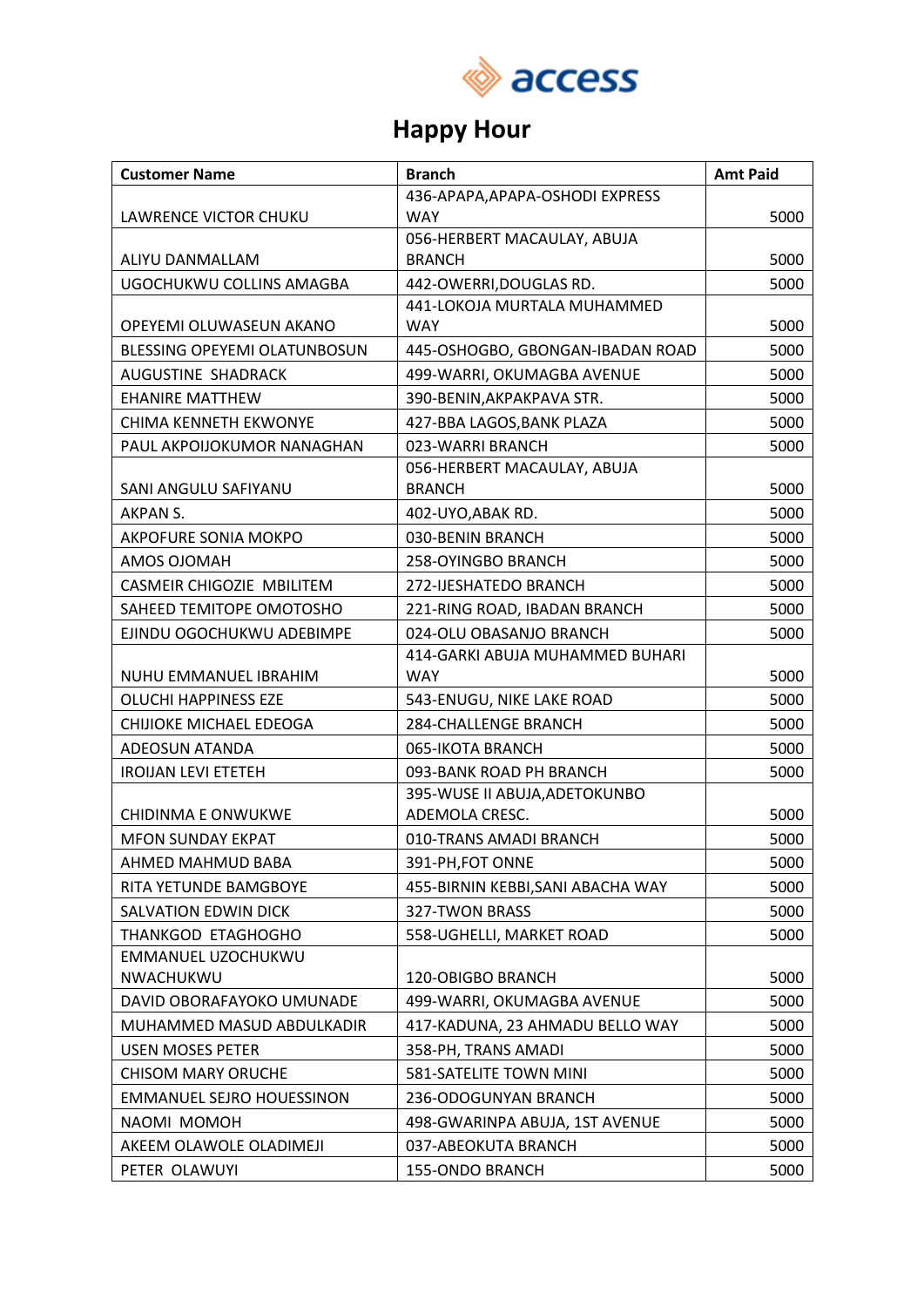access

# Happy Hour

| Customer Name | Branch | Amt Paid |
|---|---|---|
| LAWRENCE VICTOR CHUKU | 436-APAPA,APAPA-OSHODI EXPRESS WAY | 5000 |
| ALIYU DANMALLAM | 056-HERBERT MACAULAY, ABUJA BRANCH | 5000 |
| UGOCHUKWU COLLINS AMAGBA | 442-OWERRI,DOUGLAS RD. | 5000 |
| OPEYEMI OLUWASEUN AKANO | 441-LOKOJA MURTALA MUHAMMED WAY | 5000 |
| BLESSING OPEYEMI OLATUNBOSUN | 445-OSHOGBO, GBONGAN-IBADAN ROAD | 5000 |
| AUGUSTINE SHADRACK | 499-WARRI, OKUMAGBA AVENUE | 5000 |
| EHANIRE MATTHEW | 390-BENIN,AKPAKPAVA STR. | 5000 |
| CHIMA KENNETH EKWONYE | 427-BBA LAGOS,BANK PLAZA | 5000 |
| PAUL AKPOIJOKUMOR NANAGHAN | 023-WARRI BRANCH | 5000 |
| SANI ANGULU SAFIYANU | 056-HERBERT MACAULAY, ABUJA BRANCH | 5000 |
| AKPAN S. | 402-UYO,ABAK RD. | 5000 |
| AKPOFURE SONIA MOKPO | 030-BENIN BRANCH | 5000 |
| AMOS OJOMAH | 258-OYINGBO BRANCH | 5000 |
| CASMEIR CHIGOZIE MBILITEM | 272-IJESHATEDO BRANCH | 5000 |
| SAHEED TEMITOPE OMOTOSHO | 221-RING ROAD, IBADAN BRANCH | 5000 |
| EJINDU OGOCHUKWU ADEBIMPE | 024-OLU OBASANJO BRANCH | 5000 |
| NUHU EMMANUEL IBRAHIM | 414-GARKI ABUJA MUHAMMED BUHARI WAY | 5000 |
| OLUCHI HAPPINESS EZE | 543-ENUGU, NIKE LAKE ROAD | 5000 |
| CHIJIOKE MICHAEL EDEOGA | 284-CHALLENGE BRANCH | 5000 |
| ADEOSUN ATANDA | 065-IKOTA BRANCH | 5000 |
| IROIJAN LEVI ETETEH | 093-BANK ROAD PH BRANCH | 5000 |
| CHIDINMA E ONWUKWE | 395-WUSE II ABUJA,ADETOKUNBO ADEMOLA CRESC. | 5000 |
| MFON SUNDAY EKPAT | 010-TRANS AMADI BRANCH | 5000 |
| AHMED MAHMUD BABA | 391-PH,FOT ONNE | 5000 |
| RITA YETUNDE BAMGBOYE | 455-BIRNIN KEBBI,SANI ABACHA WAY | 5000 |
| SALVATION EDWIN DICK | 327-TWON BRASS | 5000 |
| THANKGOD ETAGHOGHO | 558-UGHELLI, MARKET ROAD | 5000 |
| EMMANUEL UZOCHUKWU NWACHUKWU | 120-OBIGBO BRANCH | 5000 |
| DAVID OBORAFAYOKO UMUNADE | 499-WARRI, OKUMAGBA AVENUE | 5000 |
| MUHAMMED MASUD ABDULKADIR | 417-KADUNA, 23 AHMADU BELLO WAY | 5000 |
| USEN MOSES PETER | 358-PH, TRANS AMADI | 5000 |
| CHISOM MARY ORUCHE | 581-SATELITE TOWN MINI | 5000 |
| EMMANUEL SEJRO HOUESSINON | 236-ODOGUNYAN BRANCH | 5000 |
| NAOMI MOMOH | 498-GWARINPA ABUJA, 1ST AVENUE | 5000 |
| AKEEM OLAWOLE OLADIMEJI | 037-ABEOKUTA BRANCH | 5000 |
| PETER OLAWUYI | 155-ONDO BRANCH | 5000 |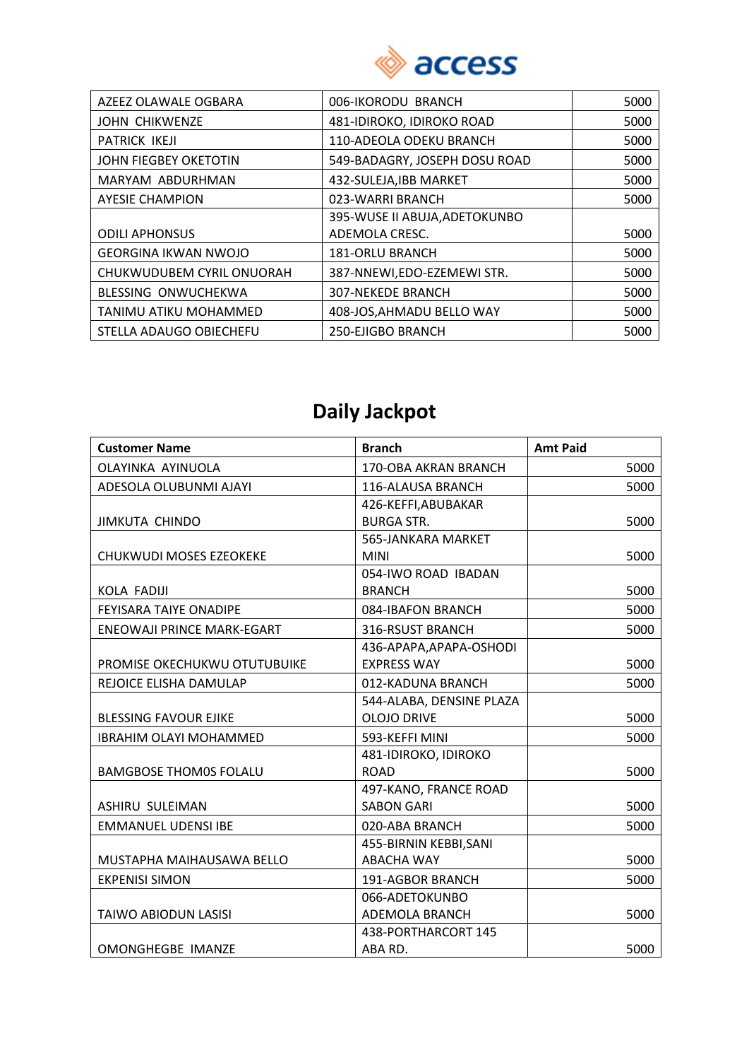| | | |
|---|---|---|
| AZEEZ OLAWALE OGBARA | 006-IKORODU BRANCH | 5000 |
| JOHN CHIKWENZE | 481-IDIROKO, IDIROKO ROAD | 5000 |
| PATRICK IKEJI | 110-ADEOLA ODEKU BRANCH | 5000 |
| JOHN FIEGBEY OKETOTIN | 549-BADAGRY, JOSEPH DOSU ROAD | 5000 |
| MARYAM ABDURHMAN | 432-SULEJA,IBB MARKET | 5000 |
| AYESIE CHAMPION | 023-WARRI BRANCH | 5000 |
| ODILI APHONSUS | 395-WUSE II ABUJA,ADETOKUNBO ADEMOLA CRESC. | 5000 |
| GEORGINA IKWAN NWOJO | 181-ORLU BRANCH | 5000 |
| CHUKWUDUBEM CYRIL ONUORAH | 387-NNEWI,EDO-EZEMEWI STR. | 5000 |
| BLESSING ONWUCHEKWA | 307-NEKEDE BRANCH | 5000 |
| TANIMU ATIKU MOHAMMED | 408-JOS,AHMADU BELLO WAY | 5000 |
| STELLA ADAUGO OBIECHEFU | 250-EJIGBO BRANCH | 5000 |

## Daily Jackpot

| Customer Name | Branch | Amt Paid |
|---|---|---|
| OLAYINKA AYINUOLA | 170-OBA AKRAN BRANCH | 5000 |
| ADESOLA OLUBUNMI AJAYI | 116-ALAUSA BRANCH | 5000 |
| JIMKUTA CHINDO | 426-KEFFI,ABUBAKAR BURGA STR. | 5000 |
| CHUKWUDI MOSES EZEOKEKE | 565-JANKARA MARKET MINI | 5000 |
| KOLA FADIJI | 054-IWO ROAD IBADAN BRANCH | 5000 |
| FEYISARA TAIYE ONADIPE | 084-IBAFON BRANCH | 5000 |
| ENEOWAJI PRINCE MARK-EGART | 316-RSUST BRANCH | 5000 |
| PROMISE OKECHUKWU OTUTUBUIKE | 436-APAPA,APAPA-OSHODI EXPRESS WAY | 5000 |
| REJOICE ELISHA DAMULAP | 012-KADUNA BRANCH | 5000 |
| BLESSING FAVOUR EJIKE | 544-ALABA, DENSINE PLAZA OLOJO DRIVE | 5000 |
| IBRAHIM OLAYI MOHAMMED | 593-KEFFI MINI | 5000 |
| BAMGBOSE THOM0S FOLALU | 481-IDIROKO, IDIROKO ROAD | 5000 |
| ASHIRU SULEIMAN | 497-KANO, FRANCE ROAD SABON GARI | 5000 |
| EMMANUEL UDENSI IBE | 020-ABA BRANCH | 5000 |
| MUSTAPHA MAIHAUSAWA BELLO | 455-BIRNIN KEBBI,SANI ABACHA WAY | 5000 |
| EKPENISI SIMON | 191-AGBOR BRANCH | 5000 |
| TAIWO ABIODUN LASISI | 066-ADETOKUNBO ADEMOLA BRANCH | 5000 |
| OMONGHEGBE IMANZE | 438-PORTHARCORT 145 ABA RD. | 5000 |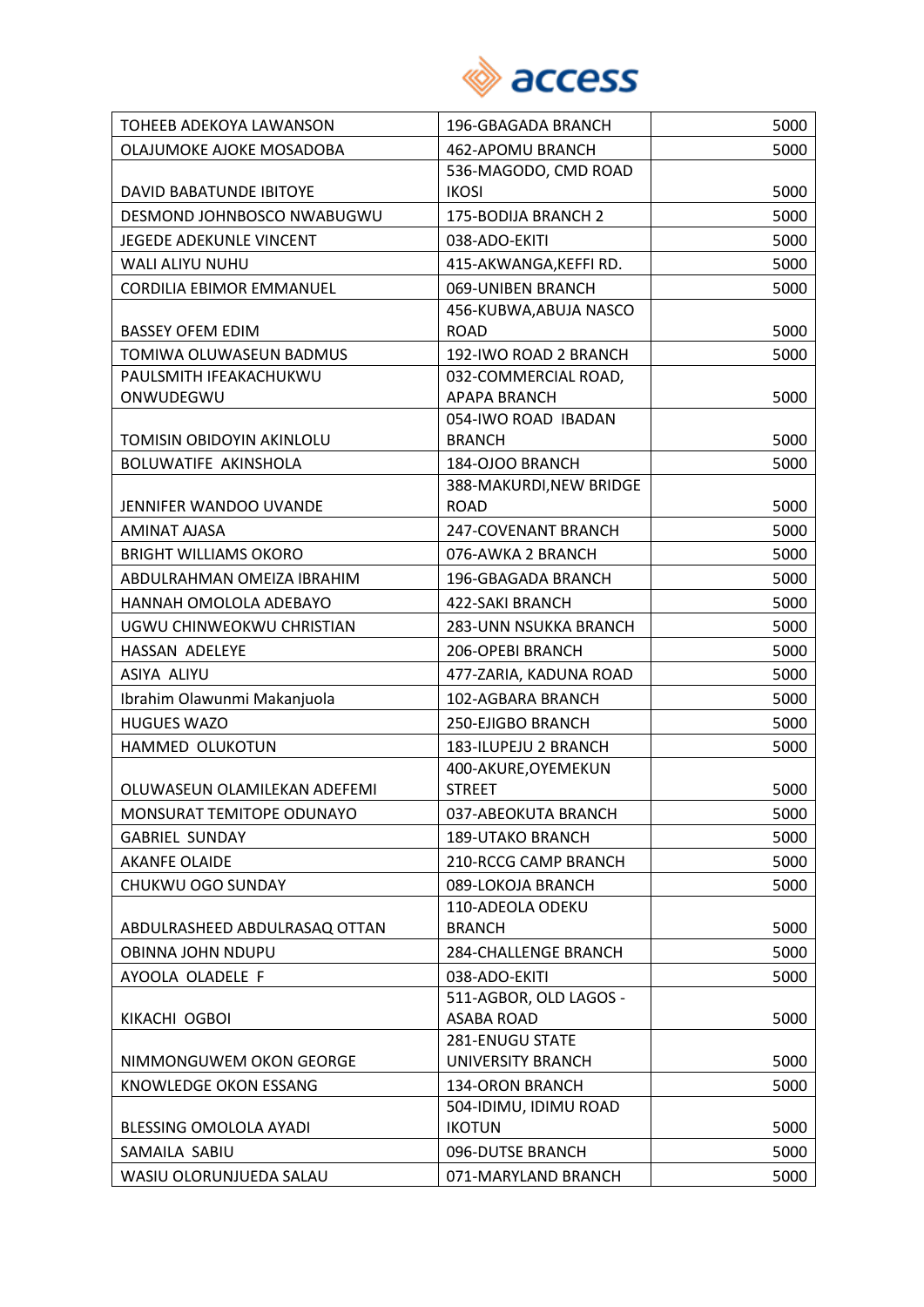| TOHEEB ADEKOYA LAWANSON | 196-GBAGADA BRANCH | 5000 |
|---|---|---|
| OLAJUMOKE AJOKE MOSADOBA | 462-APOMU BRANCH | 5000 |
| DAVID BABATUNDE IBITOYE | 536-MAGODO, CMD ROAD IKOSI | 5000 |
| DESMOND JOHNBOSCO NWABUGWU | 175-BODIJA BRANCH 2 | 5000 |
| JEGEDE ADEKUNLE VINCENT | 038-ADO-EKITI | 5000 |
| WALI ALIYU NUHU | 415-AKWANGA,KEFFI RD. | 5000 |
| CORDILIA EBIMOR EMMANUEL | 069-UNIBEN BRANCH | 5000 |
| BASSEY OFEM EDIM | 456-KUBWA,ABUJA NASCO ROAD | 5000 |
| TOMIWA OLUWASEUN BADMUS | 192-IWO ROAD 2 BRANCH | 5000 |
| PAULSMITH IFEAKACHUKWU ONWUDEGWU | 032-COMMERCIAL ROAD, APAPA BRANCH | 5000 |
| TOMISIN OBIDOYIN AKINLOLU | 054-IWO ROAD IBADAN BRANCH | 5000 |
| BOLUWATIFE AKINSHOLA | 184-OJOO BRANCH | 5000 |
| JENNIFER WANDOO UVANDE | 388-MAKURDI,NEW BRIDGE ROAD | 5000 |
| AMINAT AJASA | 247-COVENANT BRANCH | 5000 |
| BRIGHT WILLIAMS OKORO | 076-AWKA 2 BRANCH | 5000 |
| ABDULRAHMAN OMEIZA IBRAHIM | 196-GBAGADA BRANCH | 5000 |
| HANNAH OMOLOLA ADEBAYO | 422-SAKI BRANCH | 5000 |
| UGWU CHINWEOKWU CHRISTIAN | 283-UNN NSUKKA BRANCH | 5000 |
| HASSAN ADELEYE | 206-OPEBI BRANCH | 5000 |
| ASIYA ALIYU | 477-ZARIA, KADUNA ROAD | 5000 |
| Ibrahim Olawunmi Makanjuola | 102-AGBARA BRANCH | 5000 |
| HUGUES WAZO | 250-EJIGBO BRANCH | 5000 |
| HAMMED OLUKOTUN | 183-ILUPEJU 2 BRANCH | 5000 |
| OLUWASEUN OLAMILEKAN ADEFEMI | 400-AKURE,OYEMEKUN STREET | 5000 |
| MONSURAT TEMITOPE ODUNAYO | 037-ABEOKUTA BRANCH | 5000 |
| GABRIEL SUNDAY | 189-UTAKO BRANCH | 5000 |
| AKANFE OLAIDE | 210-RCCG CAMP BRANCH | 5000 |
| CHUKWU OGO SUNDAY | 089-LOKOJA BRANCH | 5000 |
| ABDULRASHEED ABDULRASAQ OTTAN | 110-ADEOLA ODEKU BRANCH | 5000 |
| OBINNA JOHN NDUPU | 284-CHALLENGE BRANCH | 5000 |
| AYOOLA OLADELE F | 038-ADO-EKITI | 5000 |
| KIKACHI OGBOI | 511-AGBOR, OLD LAGOS - ASABA ROAD | 5000 |
| NIMMONGUWEM OKON GEORGE | 281-ENUGU STATE UNIVERSITY BRANCH | 5000 |
| KNOWLEDGE OKON ESSANG | 134-ORON BRANCH | 5000 |
| BLESSING OMOLOLA AYADI | 504-IDIMU, IDIMU ROAD IKOTUN | 5000 |
| SAMAILA SABIU | 096-DUTSE BRANCH | 5000 |
| WASIU OLORUNJUEDA SALAU | 071-MARYLAND BRANCH | 5000 |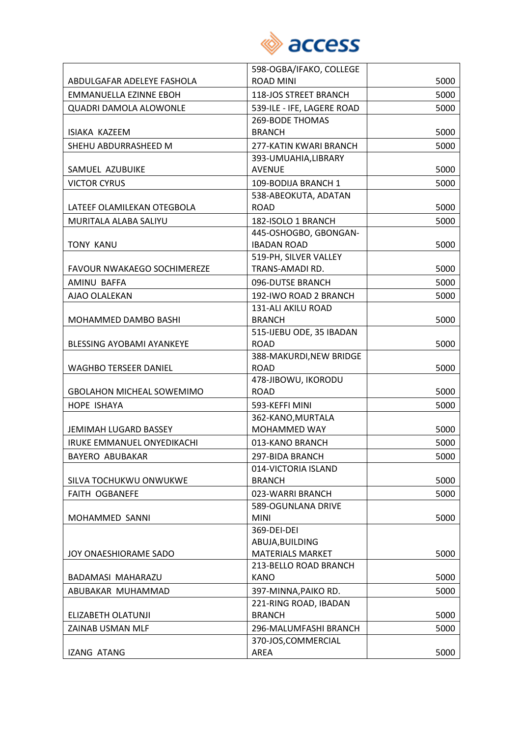access

| | | |
|---|---|---|
| ABDULGAFAR ADELEYE FASHOLA | 598-OGBA/IFAKO, COLLEGE ROAD MINI | 5000 |
| EMMANUELLA EZINNE EBOH | 118-JOS STREET BRANCH | 5000 |
| QUADRI DAMOLA ALOWONLE | 539-ILE - IFE, LAGERE ROAD | 5000 |
| ISIAKA KAZEEM | 269-BODE THOMAS BRANCH | 5000 |
| SHEHU ABDURRASHEED M | 277-KATIN KWARI BRANCH | 5000 |
| SAMUEL AZUBUIKE | 393-UMUAHIA,LIBRARY AVENUE | 5000 |
| VICTOR CYRUS | 109-BODIJA BRANCH 1 | 5000 |
| LATEEF OLAMILEKAN OTEGBOLA | 538-ABEOKUTA, ADATAN ROAD | 5000 |
| MURITALA ALABA SALIYU | 182-ISOLO 1 BRANCH | 5000 |
| TONY KANU | 445-OSHOGBO, GBONGAN-IBADAN ROAD | 5000 |
| FAVOUR NWAKAEGO SOCHIMEREZE | 519-PH, SILVER VALLEY TRANS-AMADI RD. | 5000 |
| AMINU BAFFA | 096-DUTSE BRANCH | 5000 |
| AJAO OLALEKAN | 192-IWO ROAD 2 BRANCH | 5000 |
| MOHAMMED DAMBO BASHI | 131-ALI AKILU ROAD BRANCH | 5000 |
| BLESSING AYOBAMI AYANKEYE | 515-IJEBU ODE, 35 IBADAN ROAD | 5000 |
| WAGHBO TERSEER DANIEL | 388-MAKURDI,NEW BRIDGE ROAD | 5000 |
| GBOLAHON MICHEAL SOWEMIMO | 478-JIBOWU, IKORODU ROAD | 5000 |
| HOPE ISHAYA | 593-KEFFI MINI | 5000 |
| JEMIMAH LUGARD BASSEY | 362-KANO,MURTALA MOHAMMED WAY | 5000 |
| IRUKE EMMANUEL ONYEDIKACHI | 013-KANO BRANCH | 5000 |
| BAYERO ABUBAKAR | 297-BIDA BRANCH | 5000 |
| SILVA TOCHUKWU ONWUKWE | 014-VICTORIA ISLAND BRANCH | 5000 |
| FAITH OGBANEFE | 023-WARRI BRANCH | 5000 |
| MOHAMMED SANNI | 589-OGUNLANA DRIVE MINI | 5000 |
| JOY ONAESHIORAME SADO | 369-DEI-DEI ABUJA,BUILDING MATERIALS MARKET | 5000 |
| BADAMASI MAHARAZU | 213-BELLO ROAD BRANCH KANO | 5000 |
| ABUBAKAR MUHAMMAD | 397-MINNA,PAIKO RD. | 5000 |
| ELIZABETH OLATUNJI | 221-RING ROAD, IBADAN BRANCH | 5000 |
| ZAINAB USMAN MLF | 296-MALUMFASHI BRANCH | 5000 |
| IZANG ATANG | 370-JOS,COMMERCIAL AREA | 5000 |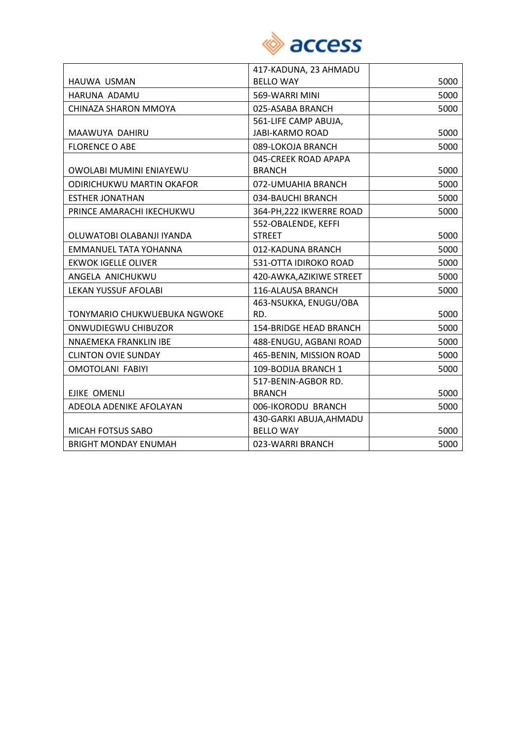| | | |
|---|---|---|
| HAUWA USMAN | 417-KADUNA, 23 AHMADU BELLO WAY | 5000 |
| HARUNA ADAMU | 569-WARRI MINI | 5000 |
| CHINAZA SHARON MMOYA | 025-ASABA BRANCH | 5000 |
| MAAWUYA DAHIRU | 561-LIFE CAMP ABUJA, JABI-KARMO ROAD | 5000 |
| FLORENCE O ABE | 089-LOKOJA BRANCH | 5000 |
| OWOLABI MUMINI ENIAYEWU | 045-CREEK ROAD APAPA BRANCH | 5000 |
| ODIRICHUKWU MARTIN OKAFOR | 072-UMUAHIA BRANCH | 5000 |
| ESTHER JONATHAN | 034-BAUCHI BRANCH | 5000 |
| PRINCE AMARACHI IKECHUKWU | 364-PH,222 IKWERRE ROAD | 5000 |
| OLUWATOBI OLABANJI IYANDA | 552-OBALENDE, KEFFI STREET | 5000 |
| EMMANUEL TATA YOHANNA | 012-KADUNA BRANCH | 5000 |
| EKWOK IGELLE OLIVER | 531-OTTA IDIROKO ROAD | 5000 |
| ANGELA ANICHUKWU | 420-AWKA,AZIKIWE STREET | 5000 |
| LEKAN YUSSUF AFOLABI | 116-ALAUSA BRANCH | 5000 |
| TONYMARIO CHUKWUEBUKA NGWOKE | 463-NSUKKA, ENUGU/OBA RD. | 5000 |
| ONWUDIEGWU CHIBUZOR | 154-BRIDGE HEAD BRANCH | 5000 |
| NNAEMEKA FRANKLIN IBE | 488-ENUGU, AGBANI ROAD | 5000 |
| CLINTON OVIE SUNDAY | 465-BENIN, MISSION ROAD | 5000 |
| OMOTOLANI FABIYI | 109-BODIJA BRANCH 1 | 5000 |
| EJIKE OMENLI | 517-BENIN-AGBOR RD. BRANCH | 5000 |
| ADEOLA ADENIKE AFOLAYAN | 006-IKORODU BRANCH | 5000 |
| MICAH FOTSUS SABO | 430-GARKI ABUJA,AHMADU BELLO WAY | 5000 |
| BRIGHT MONDAY ENUMAH | 023-WARRI BRANCH | 5000 |